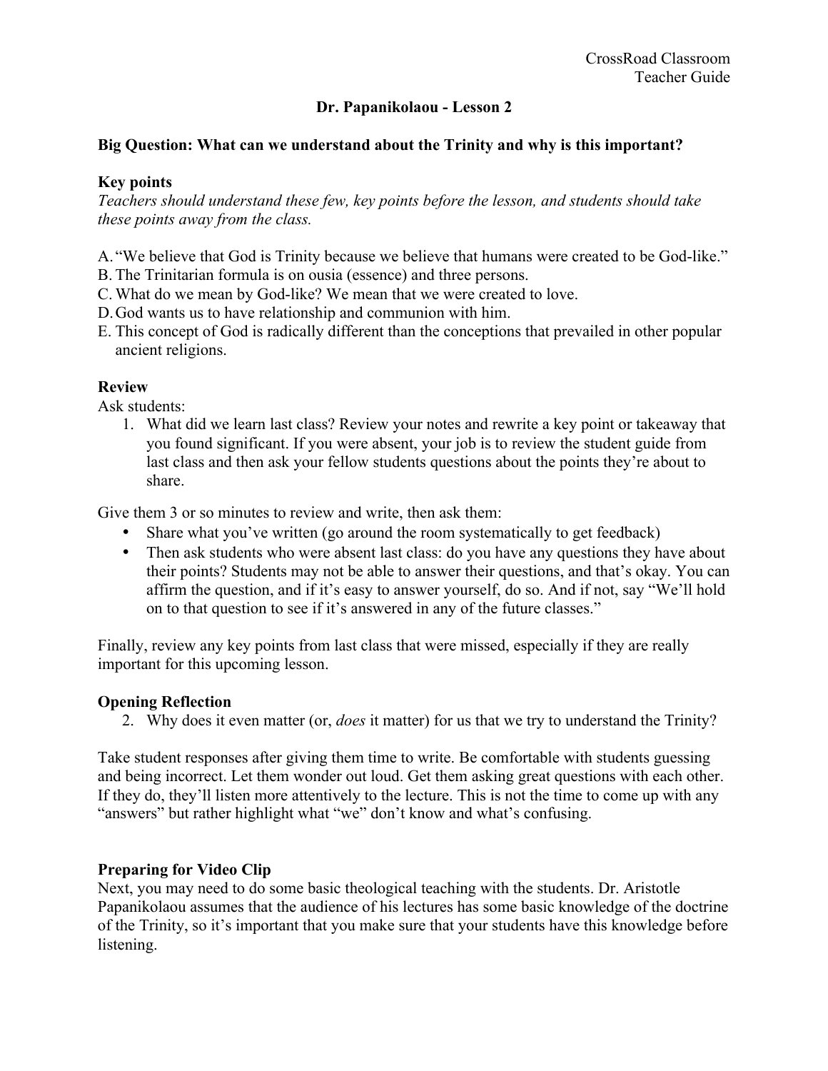CrossRoad Classroom
Teacher Guide

# Dr. Papanikolaou - Lesson 2

## Big Question: What can we understand about the Trinity and why is this important?

### Key points

*Teachers should understand these few, key points before the lesson, and students should take these points away from the class.*

A. "We believe that God is Trinity because we believe that humans were created to be God-like."
B. The Trinitarian formula is on ousia (essence) and three persons.
C. What do we mean by God-like? We mean that we were created to love.
D. God wants us to have relationship and communion with him.
E. This concept of God is radically different than the conceptions that prevailed in other popular ancient religions.

### Review

Ask students:

1. What did we learn last class? Review your notes and rewrite a key point or takeaway that you found significant. If you were absent, your job is to review the student guide from last class and then ask your fellow students questions about the points they're about to share.

Give them 3 or so minutes to review and write, then ask them:

- Share what you've written (go around the room systematically to get feedback)
- Then ask students who were absent last class: do you have any questions they have about their points? Students may not be able to answer their questions, and that's okay. You can affirm the question, and if it's easy to answer yourself, do so. And if not, say "We'll hold on to that question to see if it's answered in any of the future classes."

Finally, review any key points from last class that were missed, especially if they are really important for this upcoming lesson.

### Opening Reflection

2. Why does it even matter (or, *does* it matter) for us that we try to understand the Trinity?

Take student responses after giving them time to write. Be comfortable with students guessing and being incorrect. Let them wonder out loud. Get them asking great questions with each other. If they do, they'll listen more attentively to the lecture. This is not the time to come up with any "answers" but rather highlight what "we" don't know and what's confusing.

### Preparing for Video Clip

Next, you may need to do some basic theological teaching with the students. Dr. Aristotle Papanikolaou assumes that the audience of his lectures has some basic knowledge of the doctrine of the Trinity, so it's important that you make sure that your students have this knowledge before listening.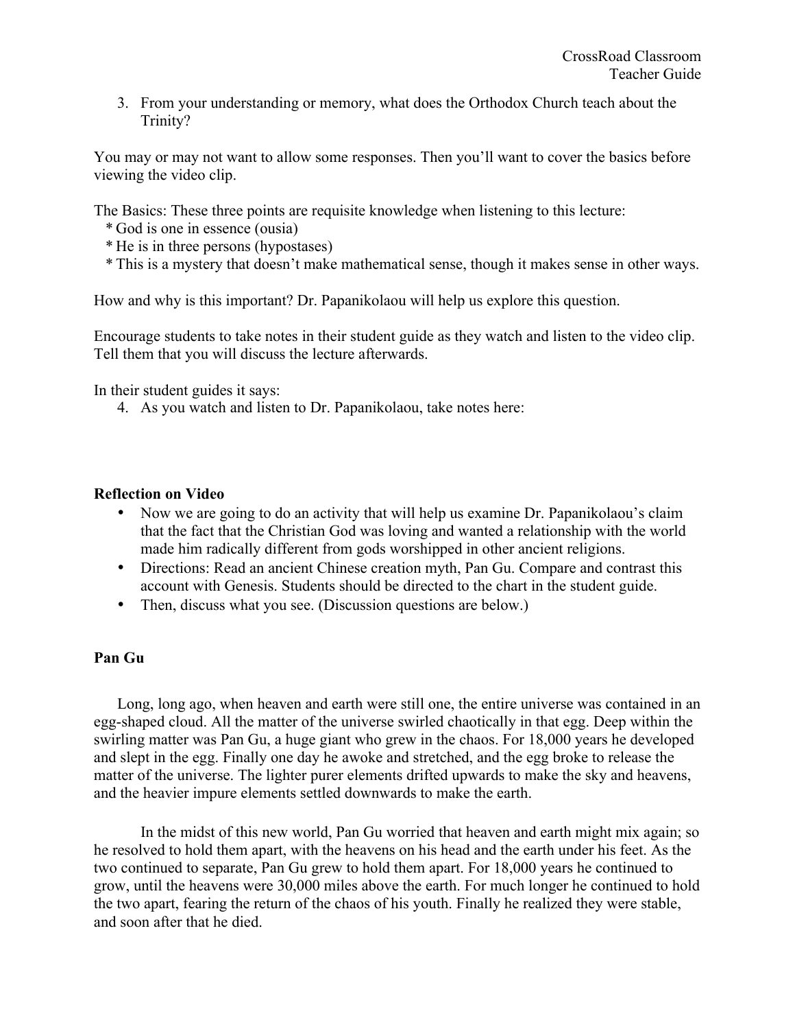3. From your understanding or memory, what does the Orthodox Church teach about the Trinity?

You may or may not want to allow some responses. Then you'll want to cover the basics before viewing the video clip.

The Basics: These three points are requisite knowledge when listening to this lecture:

* God is one in essence (ousia)
* He is in three persons (hypostases)
* This is a mystery that doesn't make mathematical sense, though it makes sense in other ways.

How and why is this important? Dr. Papanikolaou will help us explore this question.

Encourage students to take notes in their student guide as they watch and listen to the video clip. Tell them that you will discuss the lecture afterwards.

In their student guides it says:

4. As you watch and listen to Dr. Papanikolaou, take notes here:

**Reflection on Video**

- Now we are going to do an activity that will help us examine Dr. Papanikolaou's claim that the fact that the Christian God was loving and wanted a relationship with the world made him radically different from gods worshipped in other ancient religions.
- Directions: Read an ancient Chinese creation myth, Pan Gu. Compare and contrast this account with Genesis. Students should be directed to the chart in the student guide.
- Then, discuss what you see. (Discussion questions are below.)

**Pan Gu**

Long, long ago, when heaven and earth were still one, the entire universe was contained in an egg-shaped cloud. All the matter of the universe swirled chaotically in that egg. Deep within the swirling matter was Pan Gu, a huge giant who grew in the chaos. For 18,000 years he developed and slept in the egg. Finally one day he awoke and stretched, and the egg broke to release the matter of the universe. The lighter purer elements drifted upwards to make the sky and heavens, and the heavier impure elements settled downwards to make the earth.

In the midst of this new world, Pan Gu worried that heaven and earth might mix again; so he resolved to hold them apart, with the heavens on his head and the earth under his feet. As the two continued to separate, Pan Gu grew to hold them apart. For 18,000 years he continued to grow, until the heavens were 30,000 miles above the earth. For much longer he continued to hold the two apart, fearing the return of the chaos of his youth. Finally he realized they were stable, and soon after that he died.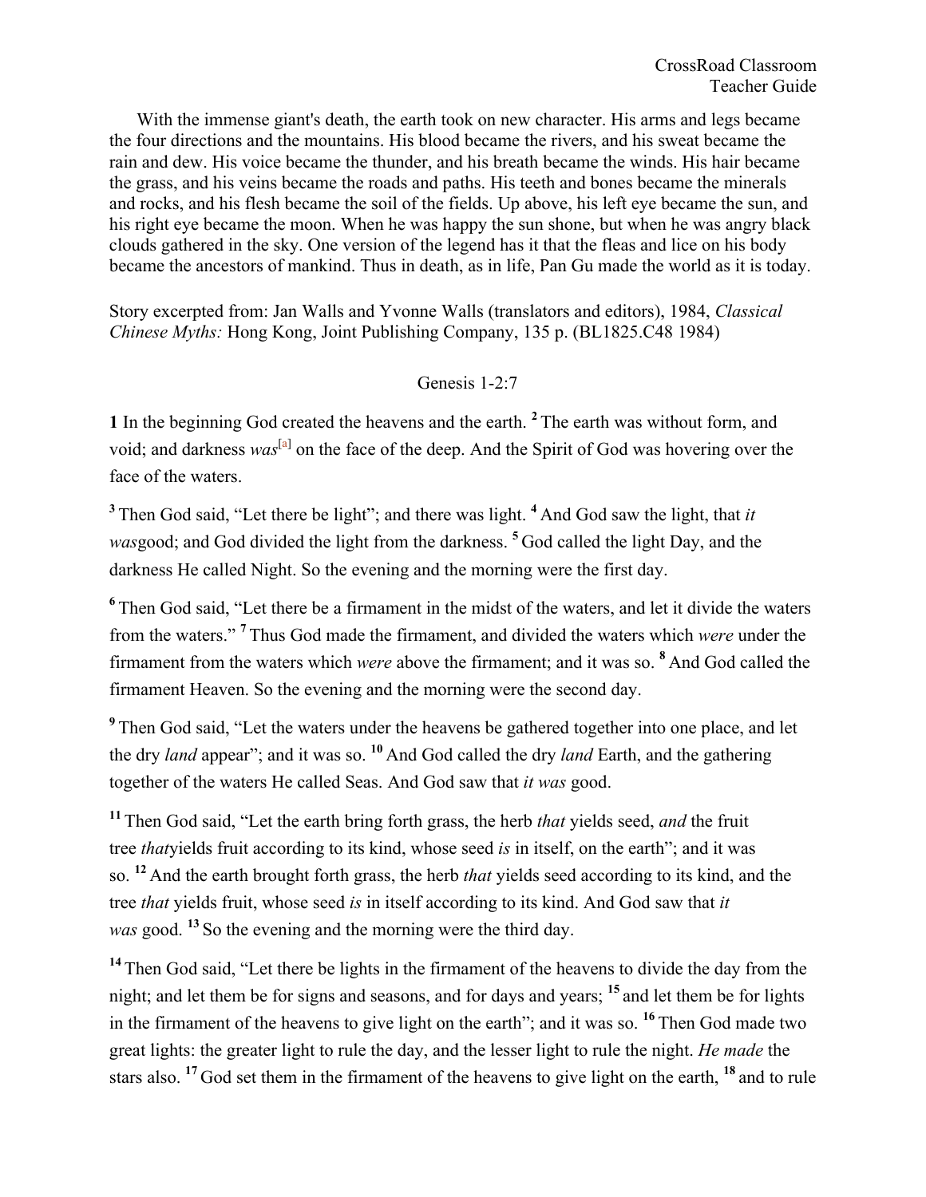With the immense giant's death, the earth took on new character. His arms and legs became the four directions and the mountains. His blood became the rivers, and his sweat became the rain and dew. His voice became the thunder, and his breath became the winds. His hair became the grass, and his veins became the roads and paths. His teeth and bones became the minerals and rocks, and his flesh became the soil of the fields. Up above, his left eye became the sun, and his right eye became the moon. When he was happy the sun shone, but when he was angry black clouds gathered in the sky. One version of the legend has it that the fleas and lice on his body became the ancestors of mankind. Thus in death, as in life, Pan Gu made the world as it is today.

Story excerpted from: Jan Walls and Yvonne Walls (translators and editors), 1984, *Classical Chinese Myths:* Hong Kong, Joint Publishing Company, 135 p. (BL1825.C48 1984)

## Genesis 1-2:7

**1** In the beginning God created the heavens and the earth. **2** The earth was without form, and void; and darkness *was*[a] on the face of the deep. And the Spirit of God was hovering over the face of the waters.

**3** Then God said, "Let there be light"; and there was light. **4** And God saw the light, that *it was*good; and God divided the light from the darkness. **5** God called the light Day, and the darkness He called Night. So the evening and the morning were the first day.

**6** Then God said, "Let there be a firmament in the midst of the waters, and let it divide the waters from the waters." **7** Thus God made the firmament, and divided the waters which *were* under the firmament from the waters which *were* above the firmament; and it was so. **8** And God called the firmament Heaven. So the evening and the morning were the second day.

**9** Then God said, "Let the waters under the heavens be gathered together into one place, and let the dry *land* appear"; and it was so. **10** And God called the dry *land* Earth, and the gathering together of the waters He called Seas. And God saw that *it was* good.

**11** Then God said, "Let the earth bring forth grass, the herb *that* yields seed, *and* the fruit tree *that*yields fruit according to its kind, whose seed *is* in itself, on the earth"; and it was so. **12** And the earth brought forth grass, the herb *that* yields seed according to its kind, and the tree *that* yields fruit, whose seed *is* in itself according to its kind. And God saw that *it was* good. **13** So the evening and the morning were the third day.

**14** Then God said, "Let there be lights in the firmament of the heavens to divide the day from the night; and let them be for signs and seasons, and for days and years; **15** and let them be for lights in the firmament of the heavens to give light on the earth"; and it was so. **16** Then God made two great lights: the greater light to rule the day, and the lesser light to rule the night. *He made* the stars also. **17** God set them in the firmament of the heavens to give light on the earth, **18** and to rule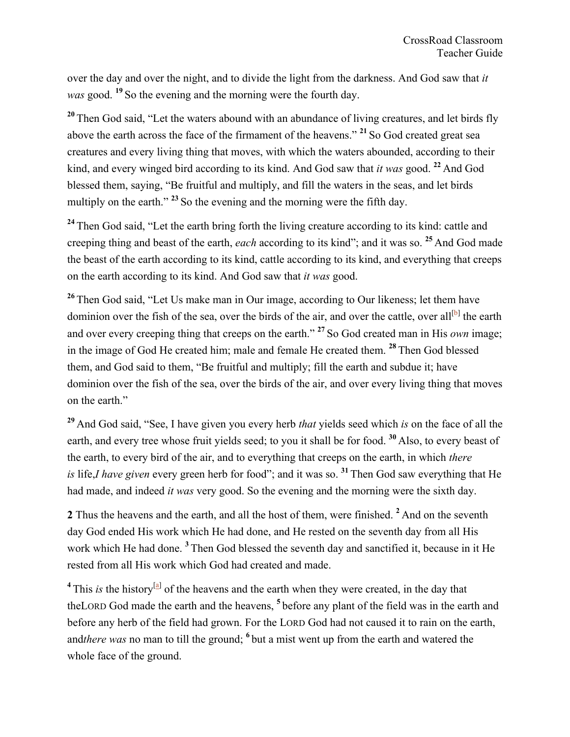over the day and over the night, and to divide the light from the darkness. And God saw that *it was* good. **19** So the evening and the morning were the fourth day.

**20** Then God said, "Let the waters abound with an abundance of living creatures, and let birds fly above the earth across the face of the firmament of the heavens." **21** So God created great sea creatures and every living thing that moves, with which the waters abounded, according to their kind, and every winged bird according to its kind. And God saw that *it was* good. **22** And God blessed them, saying, "Be fruitful and multiply, and fill the waters in the seas, and let birds multiply on the earth." **23** So the evening and the morning were the fifth day.

**24** Then God said, "Let the earth bring forth the living creature according to its kind: cattle and creeping thing and beast of the earth, *each* according to its kind"; and it was so. **25** And God made the beast of the earth according to its kind, cattle according to its kind, and everything that creeps on the earth according to its kind. And God saw that *it was* good.

**26** Then God said, "Let Us make man in Our image, according to Our likeness; let them have dominion over the fish of the sea, over the birds of the air, and over the cattle, over all[b] the earth and over every creeping thing that creeps on the earth." **27** So God created man in His *own* image; in the image of God He created him; male and female He created them. **28** Then God blessed them, and God said to them, "Be fruitful and multiply; fill the earth and subdue it; have dominion over the fish of the sea, over the birds of the air, and over every living thing that moves on the earth."

**29** And God said, "See, I have given you every herb *that* yields seed which *is* on the face of all the earth, and every tree whose fruit yields seed; to you it shall be for food. **30** Also, to every beast of the earth, to every bird of the air, and to everything that creeps on the earth, in which *there is* life,*I have given* every green herb for food"; and it was so. **31** Then God saw everything that He had made, and indeed *it was* very good. So the evening and the morning were the sixth day.

**2** Thus the heavens and the earth, and all the host of them, were finished. **2** And on the seventh day God ended His work which He had done, and He rested on the seventh day from all His work which He had done. **3** Then God blessed the seventh day and sanctified it, because in it He rested from all His work which God had created and made.

**4** This *is* the history[a] of the heavens and the earth when they were created, in the day that theLORD God made the earth and the heavens, **5** before any plant of the field was in the earth and before any herb of the field had grown. For the LORD God had not caused it to rain on the earth, and*there was* no man to till the ground; **6** but a mist went up from the earth and watered the whole face of the ground.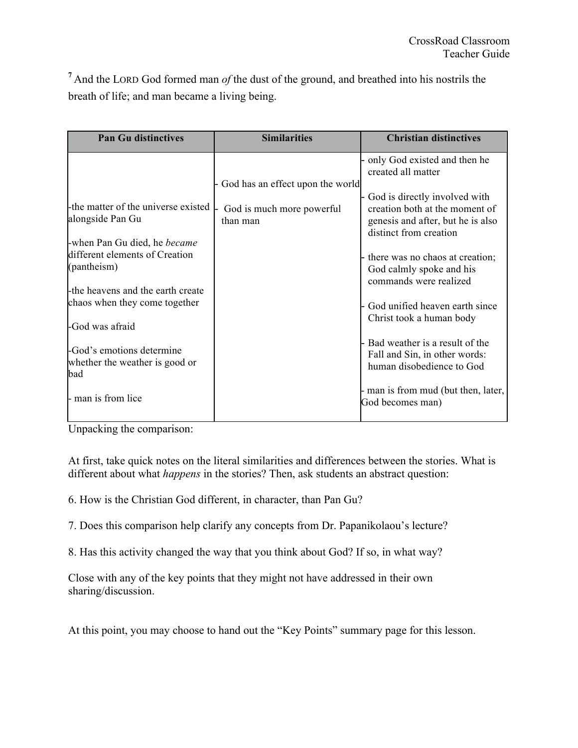[7] And the LORD God formed man *of* the dust of the ground, and breathed into his nostrils the breath of life; and man became a living being.

| Pan Gu distinctives | Similarities | Christian distinctives |
|---|---|---|
| -the matter of the universe existed alongside Pan Gu<br><br>-when Pan Gu died, he *became* different elements of Creation (pantheism)<br><br>-the heavens and the earth create chaos when they come together<br><br>-God was afraid<br><br>-God's emotions determine whether the weather is good or bad<br><br>- man is from lice | - God has an effect upon the world<br><br>- God is much more powerful than man | - only God existed and then he created all matter<br><br>- God is directly involved with creation both at the moment of genesis and after, but he is also distinct from creation<br><br>- there was no chaos at creation; God calmly spoke and his commands were realized<br><br>- God unified heaven earth since Christ took a human body<br><br>- Bad weather is a result of the Fall and Sin, in other words: human disobedience to God<br><br>- man is from mud (but then, later, God becomes man) |

Unpacking the comparison:

At first, take quick notes on the literal similarities and differences between the stories. What is different about what *happens* in the stories? Then, ask students an abstract question:

6. How is the Christian God different, in character, than Pan Gu?

7. Does this comparison help clarify any concepts from Dr. Papanikolaou's lecture?

8. Has this activity changed the way that you think about God? If so, in what way?

Close with any of the key points that they might not have addressed in their own sharing/discussion.

At this point, you may choose to hand out the "Key Points" summary page for this lesson.